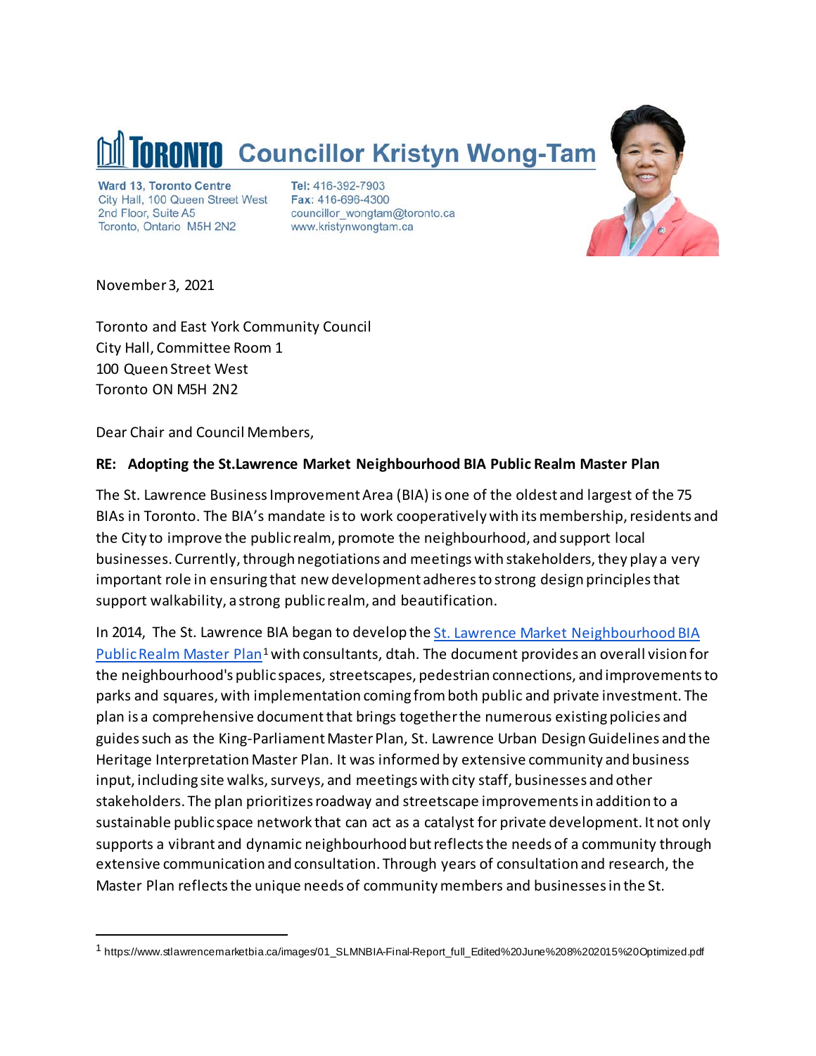# Toronto Councillor Kristyn Wong-Tam

Ward 13, Toronto Centre
City Hall, 100 Queen Street West
2nd Floor, Suite A5
Toronto, Ontario M5H 2N2

**Tel:** 416-392-7903
**Fax:** 416-696-4300
councillor_wongtam@toronto.ca
www.kristynwongtam.ca

November 3, 2021

Toronto and East York Community Council
City Hall, Committee Room 1
100 Queen Street West
Toronto ON M5H 2N2

Dear Chair and Council Members,

**RE: Adopting the St.Lawrence Market Neighbourhood BIA Public Realm Master Plan**

The St. Lawrence Business Improvement Area (BIA) is one of the oldest and largest of the 75 BIAs in Toronto. The BIA's mandate is to work cooperatively with its membership, residents and the City to improve the public realm, promote the neighbourhood, and support local businesses. Currently, through negotiations and meetings with stakeholders, they play a very important role in ensuring that new development adheres to strong design principles that support walkability, a strong public realm, and beautification.

In 2014, The St. Lawrence BIA began to develop the [St. Lawrence Market Neighbourhood BIA Public Realm Master Plan](https://www.stlawrencemarketbia.ca/images/01_SLMNBIA-Final-Report_full_Edited%20June%208%202015%20Optimized.pdf)[1] with consultants, dtah. The document provides an overall vision for the neighbourhood's public spaces, streetscapes, pedestrian connections, and improvements to parks and squares, with implementation coming from both public and private investment. The plan is a comprehensive document that brings together the numerous existing policies and guides such as the King-Parliament Master Plan, St. Lawrence Urban Design Guidelines and the Heritage Interpretation Master Plan. It was informed by extensive community and business input, including site walks, surveys, and meetings with city staff, businesses and other stakeholders. The plan prioritizes roadway and streetscape improvements in addition to a sustainable public space network that can act as a catalyst for private development. It not only supports a vibrant and dynamic neighbourhood but reflects the needs of a community through extensive communication and consultation. Through years of consultation and research, the Master Plan reflects the unique needs of community members and businesses in the St.

---

[1] https://www.stlawrencemarketbia.ca/images/01_SLMNBIA-Final-Report_full_Edited%20June%208%202015%20Optimized.pdf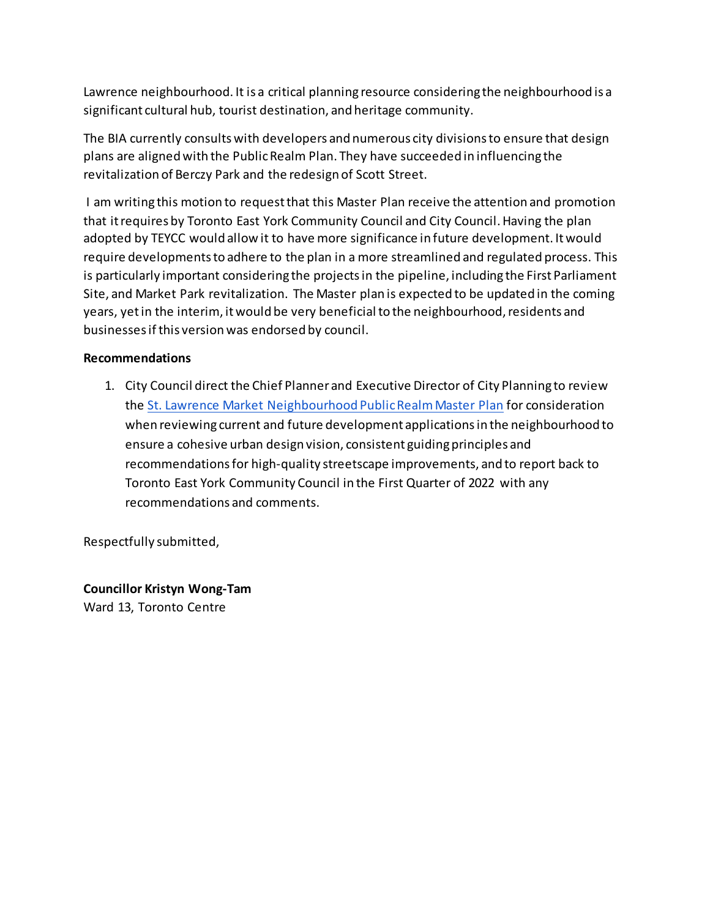Lawrence neighbourhood. It is a critical planning resource considering the neighbourhood is a significant cultural hub, tourist destination, and heritage community.

The BIA currently consults with developers and numerous city divisions to ensure that design plans are aligned with the Public Realm Plan. They have succeeded in influencing the revitalization of Berczy Park and the redesign of Scott Street.

I am writing this motion to request that this Master Plan receive the attention and promotion that it requires by Toronto East York Community Council and City Council. Having the plan adopted by TEYCC would allow it to have more significance in future development. It would require developments to adhere to the plan in a more streamlined and regulated process. This is particularly important considering the projects in the pipeline, including the First Parliament Site, and Market Park revitalization. The Master plan is expected to be updated in the coming years, yet in the interim, it would be very beneficial to the neighbourhood, residents and businesses if this version was endorsed by council.

**Recommendations**

1. City Council direct the Chief Planner and Executive Director of City Planning to review the St. Lawrence Market Neighbourhood Public Realm Master Plan for consideration when reviewing current and future development applications in the neighbourhood to ensure a cohesive urban design vision, consistent guiding principles and recommendations for high-quality streetscape improvements, and to report back to Toronto East York Community Council in the First Quarter of 2022 with any recommendations and comments.

Respectfully submitted,

**Councillor Kristyn Wong-Tam**
Ward 13, Toronto Centre